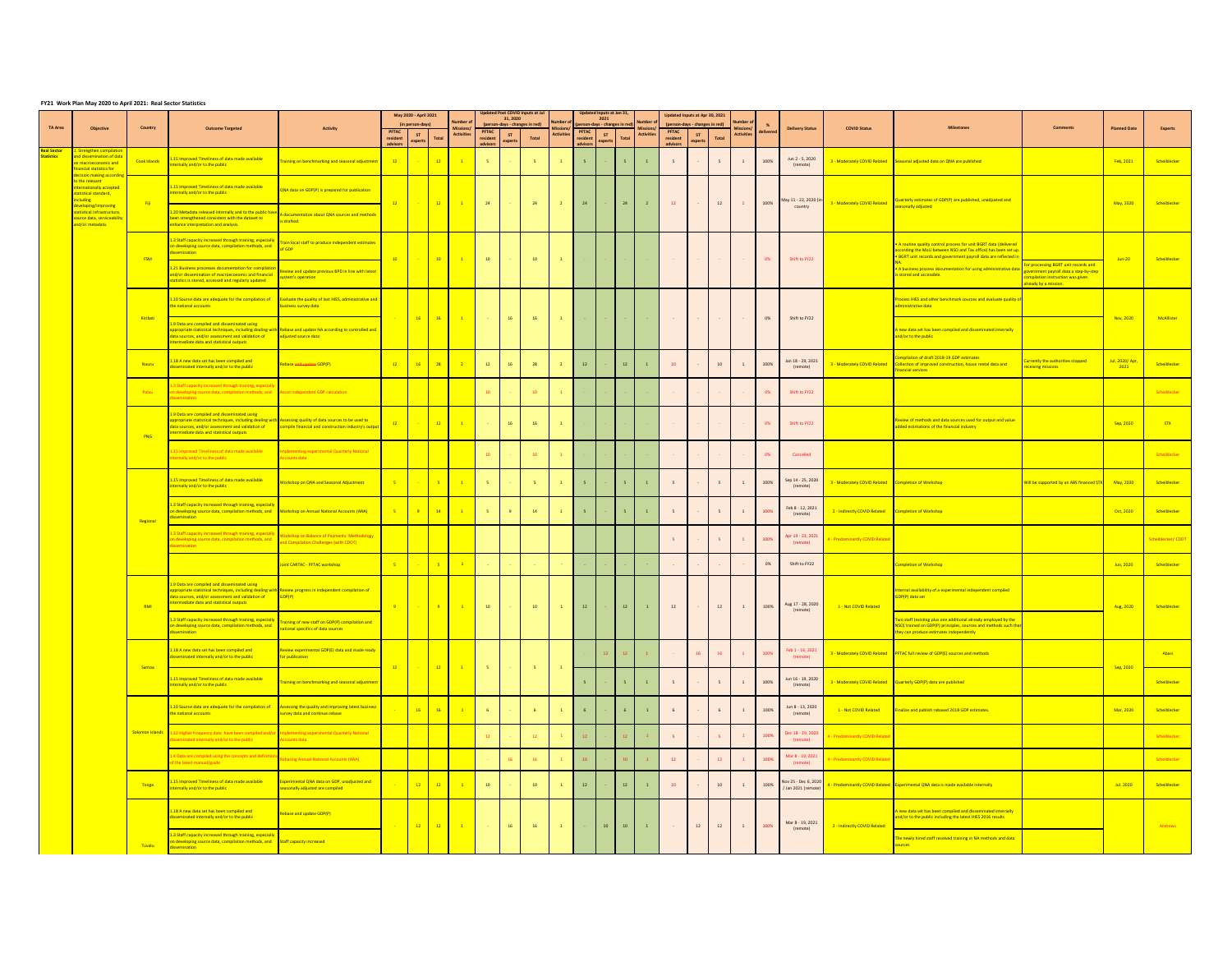**FY21 Work Plan May 2020 to April 2021: Real Sector Statistics**

| TA Area | Objective | Country | Outcome Targeted | Activity | May 2020 - April 2021 (in person-days) PFTAC resident advisors | ST experts | Total | Number of Missions/ Activities | Updated Post COVID Inputs at Jul 31, 2020 (person-days - changes in red) PFTAC resident advisors | ST experts | Total | Number of Missions/ Activities | Updated Inputs at Jan 31, 2021 (person-days - changes in red) PFTAC resident advisors | ST experts | Total | Number of Missions/ Activities | Updated Inputs at Apr 30, 2021 (person-days - changes in red) PFTAC resident advisors | ST experts | Total | Number of Missions/ Activities | % delivered | Delivery Status | COVID Status | Milestones | Comments | Planned Date | Experts |
|---|---|---|---|---|---|---|---|---|---|---|---|---|---|---|---|---|---|---|---|---|---|---|---|---|---|---|---|
| Real Sector Statistics | 1. Strengthen compilation and dissemination of data on macroeconomic and financial statistics for decision making according to the relevant internationally accepted statistical standard, including developing/improving statistical infrastructure, source data, serviceability and/or metadata. | Cook Islands | 1.15 Improved Timeliness of data made available internally and/or to the public | Training on benchmarking and seasonal adjustment | 12 | - | 12 | 1 | 5 | - | 5 | 1 | 5 | - | 5 | 1 | 5 | - | 5 | 1 | 100% | Jun 2 - 5, 2020 (remote) | 3 - Moderately COVID Related | Seasonal adjusted data on QNA are published | | Feb, 2021 | Scheiblecker |
| | | Fiji | 1.15 Improved Timeliness of data made available internally and/or to the public | QNA data on GDP(P) is prepared for publication | 12 | - | 12 | 1 | 24 | - | 24 | 2 | 24 | - | 24 | 2 | 12 | - | 12 | 1 | 100% | May 11 - 22, 2020 (in-country | 3 - Moderately COVID Related | Quarterly estimates of GDP(P) are published, unadjusted and seasonally adjusted | | May, 2020 | Scheiblecker |
| | | | 1.20 Metadata released internally and to the public have been strengthened consistent with the dataset to enhance interpretation and analysis. | A documentation about QNA sources and methods is drafted. | | | | | | | | | | | | | | | | | | | | | | | |
| | | FSM | 1.3 Staff capacity increased through training, especially on developing source data, compilation methods, and dissemination | Train local staff to produce independent estimates of GDP | 10 | - | 10 | 1 | 10 | - | 10 | 1 | - | - | - | - | - | - | - | - | 0% | Shift to FY22 | | • A routine quality control process for unit BGRT data (delivered according the MoU between NSO and Tax office) has been set up. • BGRT unit records and government payroll data are reflected in NA. • A business process documentation for using administrative data is stored and accessible. | For processing BGRT unit records and government payroll data a step-by-step compilation instruction was given already by a mission. | Jun-20 | Scheiblecker |
| | | | 1.21 Business processes documentation for compilation and/or dissemination of macroeconomic and financial statistics is stored, accessed and regularly updated | Review and update previous BPD in line with latest system's operation | | | | | | | | | | | | | | | | | | | | | | | |
| | | Kiribati | 1.10 Source data are adequate for the compilation of the national accounts | Evaluate the quality of last HIES, administrative and business survey data | - | 16 | 16 | 1 | - | 16 | 16 | 1 | - | - | - | - | - | - | - | - | 0% | Shift to FY22 | | Process HIES and other benchmark sources and evaluate quality of administrative data | | Nov, 2020 | McAllister |
| | | | 1.9 Data are compiled and disseminated using appropriate statistical techniques, including dealing with data sources, and/or assessment and validation of intermediate data and statistical outputs | Rebase and update NA according to controlled and adjusted source data | | | | | | | | | | | | | | | | | | | | A new data set has been compiled and disseminated internally and/or to the public | | | |
| | | Nauru | 1.18 A new data set has been compiled and disseminated internally and/or to the public | Rebase and update GDP(P) | 12 | 16 | 28 | 2 | 12 | 16 | 28 | 2 | 12 | - | 12 | 1 | 10 | - | 10 | 1 | 100% | Jan 18 - 29, 2021 (remote) | 3 - Moderately COVID Related | Compilation of draft 2018-19 GDP estimates Collection of improved construction, house rental data and financial services | Currently the authorities stopped receiving missions | Jul, 2020/ Apr, 2021 | Scheiblecker |
| | | Palau | 1.3 Staff capacity increased through training, especially on developing source data, compilation methods, and dissemination | Assist independent GDP calculation | | | | | 10 | - | 10 | 1 | - | - | - | - | - | - | - | - | 0% | Shift to FY22 | | | | | Scheiblecker |
| | | PNG | 1.9 Data are compiled and disseminated using appropriate statistical techniques, including dealing with data sources, and/or assessment and validation of intermediate data and statistical outputs | Assessing quality of data sources to be used to compile financial and construction industry's output | 12 | - | 12 | 1 | - | 16 | 16 | 1 | - | - | - | - | - | - | - | - | 0% | Shift to FY22 | | Review of methods and data sources used for output and value added estimations of the financial industry | | Sep, 2020 | STX |
| | | | 1.15 Improved Timeliness of data made available internally and/or to the public | Implementing experimental Quarterly National Accounts data | | | | | 10 | - | 10 | 1 | - | - | - | - | - | - | - | - | 0% | Cancelled | | | | | Scheiblecker |
| | | Regional | 1.15 Improved Timeliness of data made available internally and/or to the public | Workshop on QNA and Seasonal Adjustment | 5 | - | 5 | 1 | 5 | - | 5 | 1 | 5 | - | 5 | 1 | 5 | - | 5 | 1 | 100% | Sep 14 - 25, 2020 (remote) | 3 - Moderately COVID Related | Completion of Workshop | Will be supported by an ABS financed STX | May, 2020 | Scheiblecker |
| | | | 1.3 Staff capacity increased through training, especially on developing source data, compilation methods, and dissemination | Workshop on Annual National Accounts (ANA) | 5 | 9 | 14 | 1 | 5 | 9 | 14 | 1 | 5 | - | 5 | 1 | 5 | - | 5 | 1 | 100% | Feb 8 - 12, 2021 (remote) | 2 - Indirectly COVID Related | Completion of Workshop | | Oct, 2020 | Scheiblecker |
| | | | 1.3 Staff capacity increased through training, especially on developing source data, compilation methods, and dissemination | Workshop on Balance of Payments: Methodology and Compilation Challenges (with CDOT) | | | | | | | | | | | | | 5 | - | 5 | 1 | 100% | Apr 19 - 23, 2021 (remote) | 4 - Predominantly COVID Related | | | | Scheiblecker/ CDOT |
| | | | | Joint CARTAC - PFTAC workshop | 5 | - | 5 | 1 | - | - | - | - | - | - | - | - | - | - | - | - | 0% | Shift to FY22 | | Completion of Workshop | | Jun, 2020 | Scheiblecker |
| | | RMI | 1.9 Data are compiled and disseminated using appropriate statistical techniques, including dealing with data sources, and/or assessment and validation of intermediate data and statistical outputs | Review progress in independent compilation of GDP(P) | 9 | - | 9 | 1 | 10 | - | 10 | 1 | 12 | - | 12 | 1 | 12 | - | 12 | 1 | 100% | Aug 17 - 28, 2020 (remote) | 1 - Not COVID Related | Internal availability of a experimental independent compiled GDP(P) data set | | Aug, 2020 | Scheiblecker |
| | | | 1.3 Staff capacity increased through training, especially on developing source data, compilation methods, and dissemination | Training of new staff on GDP(P) compilation and national specifics of data sources | | | | | | | | | | | | | | | | | | | | Two staff (existing plus one additional already employed by the NSO) trained on GDP(P) principles, sources and methods such that they can produce estimates independently | | | |
| | | Samoa | 1.18 A new data set has been compiled and disseminated internally and/or to the public | Review experimental GDP(E) data and made ready for publication | 12 | - | 12 | 1 | 5 | - | 5 | 1 | - | 12 | 12 | 1 | - | 16 | 16 | 1 | 100% | Feb 1 - 16, 2021 (remote) | 3 - Moderately COVID Related | PFTAC full review of GDP(E) sources and methods | | Sep, 2020 | Abasi |
| | | | 1.15 Improved Timeliness of data made available internally and/or to the public | Training on benchmarking and seasonal adjustment | | | | | | | | | 5 | - | 5 | 1 | 5 | - | 5 | 1 | 100% | Jun 16 - 19, 2020 (remote) | 3 - Moderately COVID Related | Quarterly GDP(P) data are published | | | Scheiblecker |
| | | Solomon Islands | 1.10 Source data are adequate for the compilation of the national accounts | Assessing the quality and improving latest business survey data and continue rebase | - | 16 | 16 | 1 | 6 | - | 6 | 1 | 6 | - | 6 | 1 | 6 | - | 6 | 1 | 100% | Jun 8 - 13, 2020 (remote) | 1 - Not COVID Related | Finalize and publish rebased 2018 GDP estimates | | Mar, 2020 | Scheiblecker |
| | | | 1.12 Higher frequency data have been compiled and/or disseminated internally and/or to the public | Implementing experimental Quarterly National Accounts data | | | | | 12 | - | 12 | 1 | 12 | - | 12 | 1 | 5 | - | 5 | 1 | 100% | Dec 18 - 29, 2020 (remote) | 4 - Predominantly COVID Related | | | | Scheiblecker |
| | | | 1.4 Data are compiled using the concepts and definitions of the latest manual/guide | Rebasing Annual National Accounts (ANA) | | | | | - | 16 | 16 | 1 | 10 | - | 10 | 1 | 12 | - | 12 | 1 | 100% | Mar 8 - 19, 2021 (remote) | 4 - Predominantly COVID Related | | | | Scheiblecker |
| | | Tonga | 1.15 Improved Timeliness of data made available internally and/or to the public | Experimental QNA data on GDP, unadjusted and seasonally adjusted are compiled | - | 12 | 12 | 1 | 10 | - | 10 | 1 | 12 | - | 12 | 1 | 10 | - | 10 | 1 | 100% | Nov 25 - Dec 6, 2020 / Jan 2021 (remote) | 4 - Predominantly COVID Related | Experimental QNA data is made available internally | | Jul. 2020 | Scheiblecker |
| | | Tuvalu | 1.18 A new data set has been compiled and disseminated internally and/or to the public | Rebase and update GDP(P) | - | 12 | 12 | 1 | - | 16 | 16 | 1 | - | 10 | 10 | 1 | - | 12 | 12 | 1 | 100% | Mar 8 - 19, 2021 (remote) | 2 - Indirectly COVID Related | A new data set has been compiled and disseminated internally and/or to the public including the latest HIES 2016 results | | | Andrews |
| | | | 1.3 Staff capacity increased through training, especially on developing source data, compilation methods, and dissemination | Staff capacity increased | | | | | | | | | | | | | | | | | | | | The newly hired staff received training in NA methods and data sources | | | |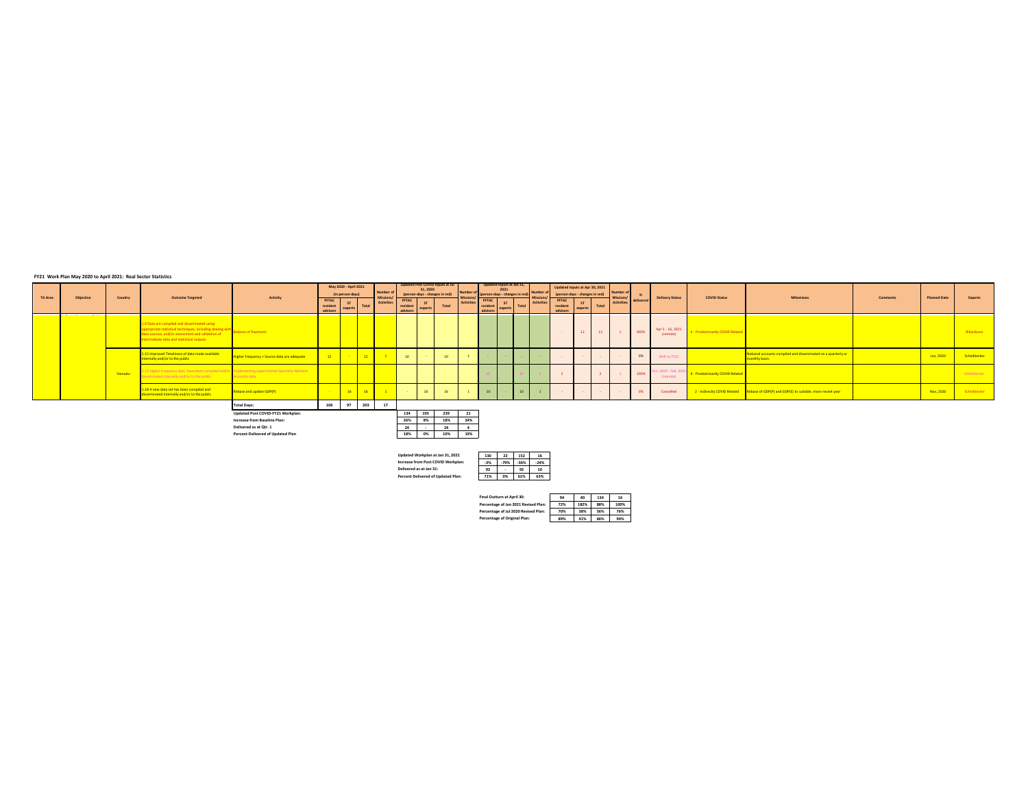**FY21 Work Plan May 2020 to April 2021: Real Sector Statistics**

| TA Area | Objective | Country | Outcome Targeted | Activity | May 2020 - April 2021 (in person-days) PFTAC resident advisors | ST experts | Total | Number of Missions/ Activities | Updated Post COVID Inputs at Jul 31, 2020 (person-days - changes in red) PFTAC resident advisors | ST experts | Total | Number of Missions/ Activities | Updated Inputs at Jan 31, 2021 (person-days - changes in red) PFTAC resident advisors | ST experts | Total | Number of Missions/ Activities | Updated Inputs at Apr 30, 2021 (person-days - changes in red) PFTAC resident advisors | ST experts | Total | Number of Missions/ Activities | % delivered | Delivery Status | COVID Status | Milestones | Comments | Planned Date | Experts |
|---|---|---|---|---|---|---|---|---|---|---|---|---|---|---|---|---|---|---|---|---|---|---|---|---|---|---|---|
| | | | 1.9 Data are compiled and disseminated using appropriate statistical techniques, including dealing with data sources, and/or assessment and validation of intermediate data and statistical outputs | Balance of Payments | | | | | | | | | | | | | - | 12 | 12 | 1 | 100% | Apr 5 - 16, 2021 (remote) | 4 - Predominantly COVID Related | | | | Rikardsson |
| | | | 1.15 Improved Timeliness of data made available internally and/or to the public | Higher frequency + Source data are adequate | 12 | - | 12 | 1 | 10 | - | 10 | 1 | - | - | - | - | - | - | - | - | 0% | Shift to FY22 | | National accounts compiled and disseminated on a quarterly or monthly basis. | | Jun, 2020 | Scheiblecker |
| | | Vanuatu | 1.22 Higher frequency data have been compiled and/or disseminated internally and/or to the public | Implementing experimental Quarterly National Accounts data | | | | | | | | | 12 | - | 12 | 1 | 2 | - | 2 | 1 | 100% | Oct, 2020 - Feb, 2021 (remote) | 4 - Predominantly COVID Related | | | | Scheiblecker |
| | | | 1.18 A new data set has been compiled and disseminated internally and/or to the public | Rebase and update GDP(P) | - | 16 | 16 | 1 | - | 16 | 16 | 1 | 10 | - | 10 | 1 | - | - | - | - | 0% | Cancelled | 2 - Indirectly COVID Related | Rebase of GDP(P) and GDP(E) to suitable, more recent year | | Nov, 2020 | Scheiblecker |
| | | | | **Total Days:** | **106** | **97** | **203** | **17** | | | | | | | | | | | | | | | | | | | |
| | | | | **Updated Post COVID-FY21 Workplan:** | | | | | **134** | **105** | **239** | **21** | | | | | | | | | | | | | | | |
| | | | | **Increase from Baseline Plan:** | | | | | **26%** | **8%** | **18%** | **24%** | | | | | | | | | | | | | | | |
| | | | | **Delivered as at Qtr. 1** | | | | | **24** | **-** | **24** | **4** | | | | | | | | | | | | | | | |
| | | | | **Percent Delivered of Updated Plan** | | | | | **18%** | **0%** | **10%** | **19%** | | | | | | | | | | | | | | | |

| | | | | |
|---|---|---|---|---|
| **Updated Workplan at Jan 31, 2021** | **130** | **22** | **152** | **16** |
| **Increase from Post COVID Workplan:** | **-3%** | **-79%** | **-36%** | **-24%** |
| **Delivered as at Jan 31:** | **92** | **-** | **92** | **10** |
| **Percent Delivered of Updated Plan:** | **71%** | **0%** | **61%** | **63%** |

| | | | | |
|---|---|---|---|---|
| **Final Outturn at April 30:** | **94** | **40** | **134** | **16** |
| **Percentage of Jan 2021 Revised Plan:** | **72%** | **182%** | **88%** | **100%** |
| **Percentage of Jul 2020 Revised Plan:** | **70%** | **38%** | **56%** | **76%** |
| **Percentage of Original Plan:** | **89%** | **41%** | **66%** | **94%** |